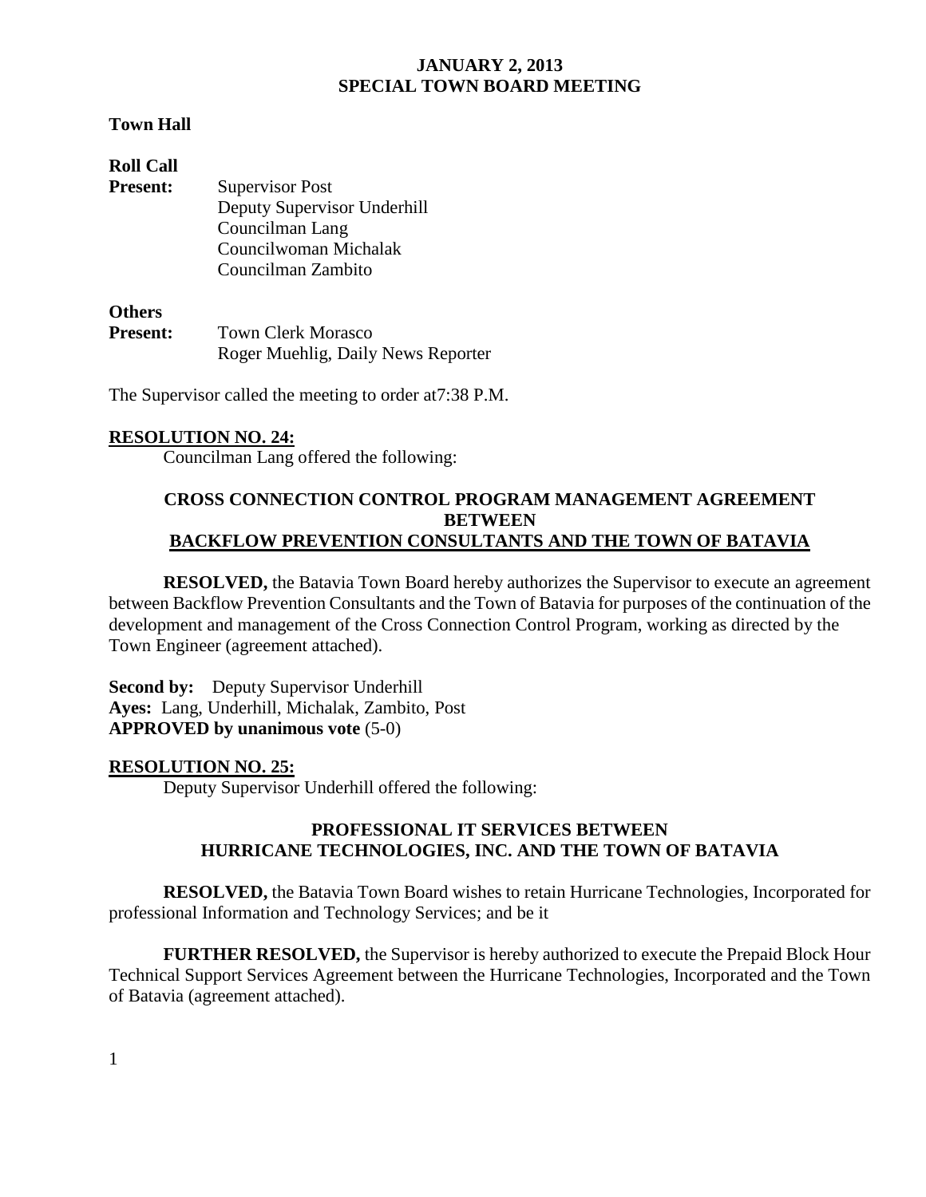# JANUARY 2, 2013
# SPECIAL TOWN BOARD MEETING

**Town Hall**

**Roll Call**

**Present:** Supervisor Post
Deputy Supervisor Underhill
Councilman Lang
Councilwoman Michalak
Councilman Zambito

**Others**

**Present:** Town Clerk Morasco
Roger Muehlig, Daily News Reporter

The Supervisor called the meeting to order at7:38 P.M.

**RESOLUTION NO. 24:**

Councilman Lang offered the following:

**CROSS CONNECTION CONTROL PROGRAM MANAGEMENT AGREEMENT BETWEEN BACKFLOW PREVENTION CONSULTANTS AND THE TOWN OF BATAVIA**

**RESOLVED,** the Batavia Town Board hereby authorizes the Supervisor to execute an agreement between Backflow Prevention Consultants and the Town of Batavia for purposes of the continuation of the development and management of the Cross Connection Control Program, working as directed by the Town Engineer (agreement attached).

**Second by:** Deputy Supervisor Underhill
**Ayes:** Lang, Underhill, Michalak, Zambito, Post
**APPROVED by unanimous vote** (5-0)

**RESOLUTION NO. 25:**

Deputy Supervisor Underhill offered the following:

**PROFESSIONAL IT SERVICES BETWEEN HURRICANE TECHNOLOGIES, INC. AND THE TOWN OF BATAVIA**

**RESOLVED,** the Batavia Town Board wishes to retain Hurricane Technologies, Incorporated for professional Information and Technology Services; and be it

**FURTHER RESOLVED,** the Supervisor is hereby authorized to execute the Prepaid Block Hour Technical Support Services Agreement between the Hurricane Technologies, Incorporated and the Town of Batavia (agreement attached).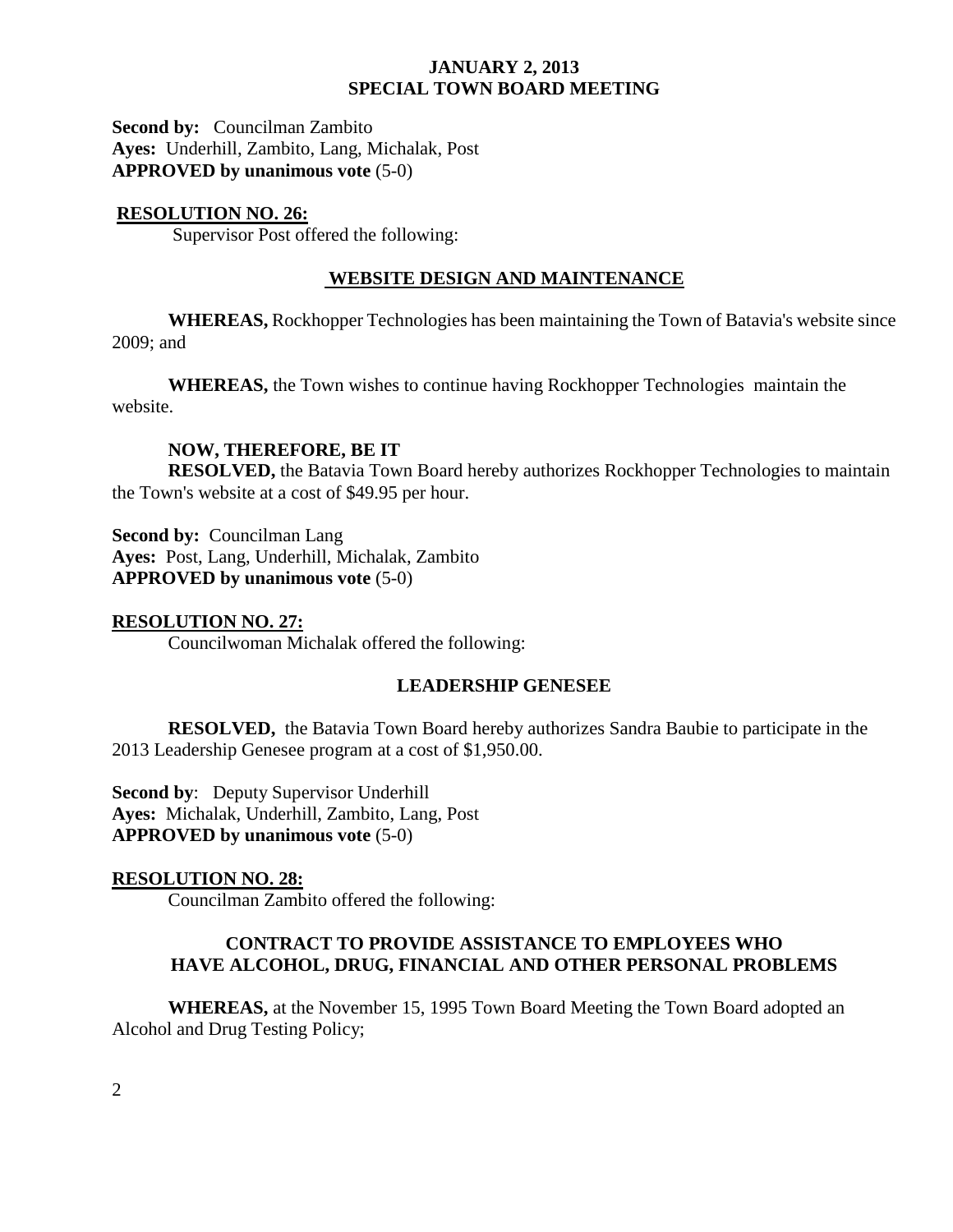**Second by:** Councilman Zambito
**Ayes:** Underhill, Zambito, Lang, Michalak, Post
**APPROVED by unanimous vote** (5-0)

**RESOLUTION NO. 26:**

Supervisor Post offered the following:

**WEBSITE DESIGN AND MAINTENANCE**

**WHEREAS,** Rockhopper Technologies has been maintaining the Town of Batavia's website since 2009; and

**WHEREAS,** the Town wishes to continue having Rockhopper Technologies maintain the website.

**NOW, THEREFORE, BE IT**
**RESOLVED,** the Batavia Town Board hereby authorizes Rockhopper Technologies to maintain the Town's website at a cost of $49.95 per hour.

**Second by:** Councilman Lang
**Ayes:** Post, Lang, Underhill, Michalak, Zambito
**APPROVED by unanimous vote** (5-0)

**RESOLUTION NO. 27:**

Councilwoman Michalak offered the following:

**LEADERSHIP GENESEE**

**RESOLVED,** the Batavia Town Board hereby authorizes Sandra Baubie to participate in the 2013 Leadership Genesee program at a cost of $1,950.00.

**Second by**: Deputy Supervisor Underhill
**Ayes:** Michalak, Underhill, Zambito, Lang, Post
**APPROVED by unanimous vote** (5-0)

**RESOLUTION NO. 28:**

Councilman Zambito offered the following:

**CONTRACT TO PROVIDE ASSISTANCE TO EMPLOYEES WHO HAVE ALCOHOL, DRUG, FINANCIAL AND OTHER PERSONAL PROBLEMS**

**WHEREAS,** at the November 15, 1995 Town Board Meeting the Town Board adopted an Alcohol and Drug Testing Policy;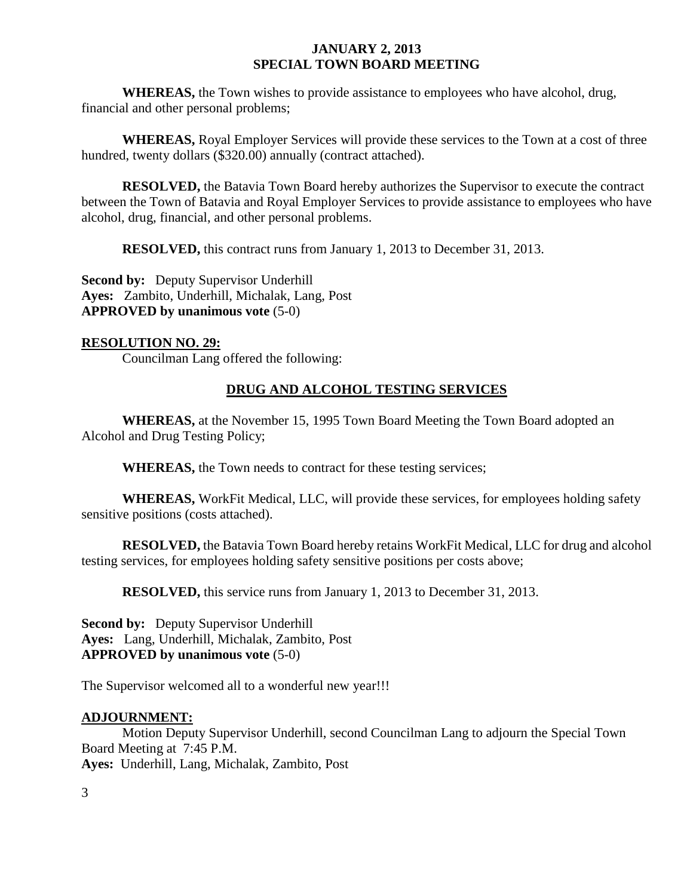**WHEREAS,** the Town wishes to provide assistance to employees who have alcohol, drug, financial and other personal problems;

**WHEREAS,** Royal Employer Services will provide these services to the Town at a cost of three hundred, twenty dollars ($320.00) annually (contract attached).

**RESOLVED,** the Batavia Town Board hereby authorizes the Supervisor to execute the contract between the Town of Batavia and Royal Employer Services to provide assistance to employees who have alcohol, drug, financial, and other personal problems.

**RESOLVED,** this contract runs from January 1, 2013 to December 31, 2013.

**Second by:** Deputy Supervisor Underhill
**Ayes:** Zambito, Underhill, Michalak, Lang, Post
**APPROVED by unanimous vote** (5-0)

**RESOLUTION NO. 29:**

Councilman Lang offered the following:

**DRUG AND ALCOHOL TESTING SERVICES**

**WHEREAS,** at the November 15, 1995 Town Board Meeting the Town Board adopted an Alcohol and Drug Testing Policy;

**WHEREAS,** the Town needs to contract for these testing services;

**WHEREAS,** WorkFit Medical, LLC, will provide these services, for employees holding safety sensitive positions (costs attached).

**RESOLVED,** the Batavia Town Board hereby retains WorkFit Medical, LLC for drug and alcohol testing services, for employees holding safety sensitive positions per costs above;

**RESOLVED,** this service runs from January 1, 2013 to December 31, 2013.

**Second by:** Deputy Supervisor Underhill
**Ayes:** Lang, Underhill, Michalak, Zambito, Post
**APPROVED by unanimous vote** (5-0)

The Supervisor welcomed all to a wonderful new year!!!

**ADJOURNMENT:**

Motion Deputy Supervisor Underhill, second Councilman Lang to adjourn the Special Town Board Meeting at 7:45 P.M.
**Ayes:** Underhill, Lang, Michalak, Zambito, Post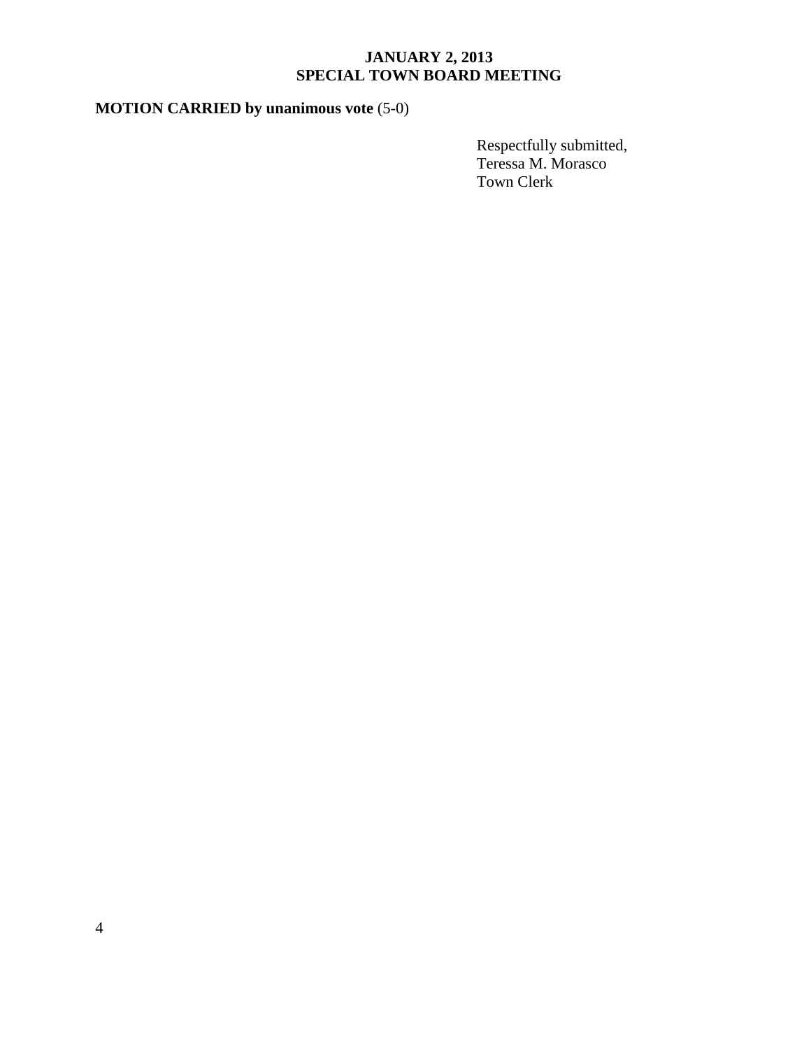**MOTION CARRIED by unanimous vote** (5-0)

Respectfully submitted,
Teressa M. Morasco
Town Clerk